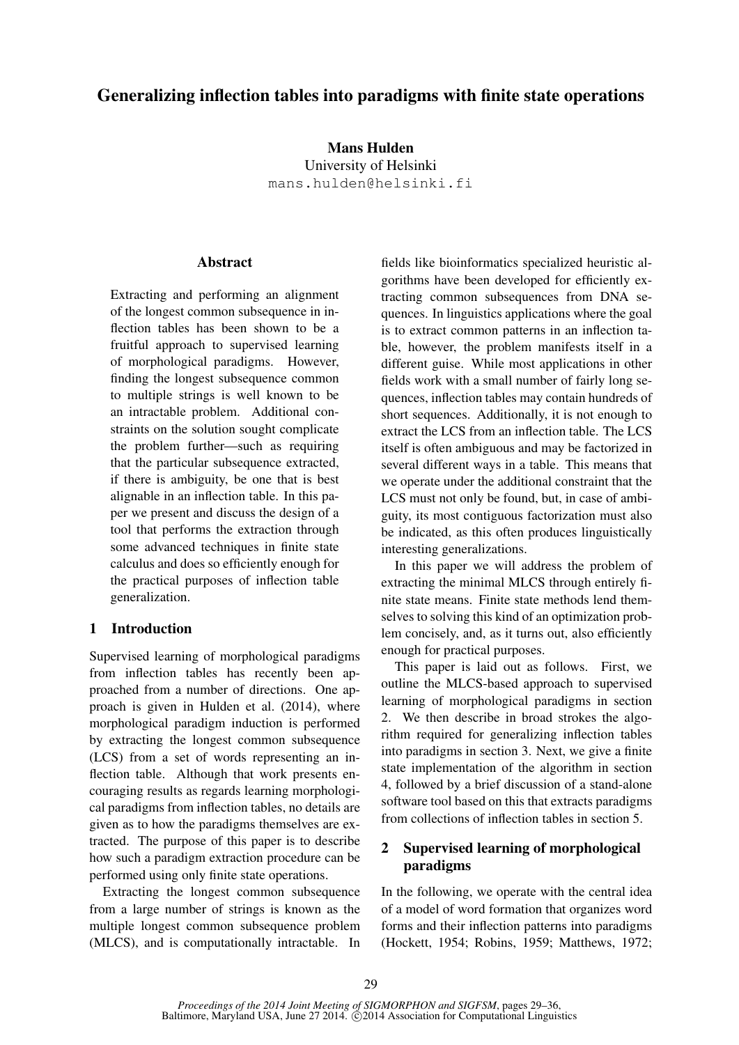# Generalizing inflection tables into paradigms with finite state operations

**Mans Hulden**
University of Helsinki
mans.hulden@helsinki.fi

## Abstract

Extracting and performing an alignment of the longest common subsequence in inflection tables has been shown to be a fruitful approach to supervised learning of morphological paradigms. However, finding the longest subsequence common to multiple strings is well known to be an intractable problem. Additional constraints on the solution sought complicate the problem further—such as requiring that the particular subsequence extracted, if there is ambiguity, be one that is best alignable in an inflection table. In this paper we present and discuss the design of a tool that performs the extraction through some advanced techniques in finite state calculus and does so efficiently enough for the practical purposes of inflection table generalization.

## 1 Introduction

Supervised learning of morphological paradigms from inflection tables has recently been approached from a number of directions. One approach is given in Hulden et al. (2014), where morphological paradigm induction is performed by extracting the longest common subsequence (LCS) from a set of words representing an inflection table. Although that work presents encouraging results as regards learning morphological paradigms from inflection tables, no details are given as to how the paradigms themselves are extracted. The purpose of this paper is to describe how such a paradigm extraction procedure can be performed using only finite state operations.

Extracting the longest common subsequence from a large number of strings is known as the multiple longest common subsequence problem (MLCS), and is computationally intractable. In fields like bioinformatics specialized heuristic algorithms have been developed for efficiently extracting common subsequences from DNA sequences. In linguistics applications where the goal is to extract common patterns in an inflection table, however, the problem manifests itself in a different guise. While most applications in other fields work with a small number of fairly long sequences, inflection tables may contain hundreds of short sequences. Additionally, it is not enough to extract the LCS from an inflection table. The LCS itself is often ambiguous and may be factorized in several different ways in a table. This means that we operate under the additional constraint that the LCS must not only be found, but, in case of ambiguity, its most contiguous factorization must also be indicated, as this often produces linguistically interesting generalizations.

In this paper we will address the problem of extracting the minimal MLCS through entirely finite state means. Finite state methods lend themselves to solving this kind of an optimization problem concisely, and, as it turns out, also efficiently enough for practical purposes.

This paper is laid out as follows. First, we outline the MLCS-based approach to supervised learning of morphological paradigms in section 2. We then describe in broad strokes the algorithm required for generalizing inflection tables into paradigms in section 3. Next, we give a finite state implementation of the algorithm in section 4, followed by a brief discussion of a stand-alone software tool based on this that extracts paradigms from collections of inflection tables in section 5.

## 2 Supervised learning of morphological paradigms

In the following, we operate with the central idea of a model of word formation that organizes word forms and their inflection patterns into paradigms (Hockett, 1954; Robins, 1959; Matthews, 1972;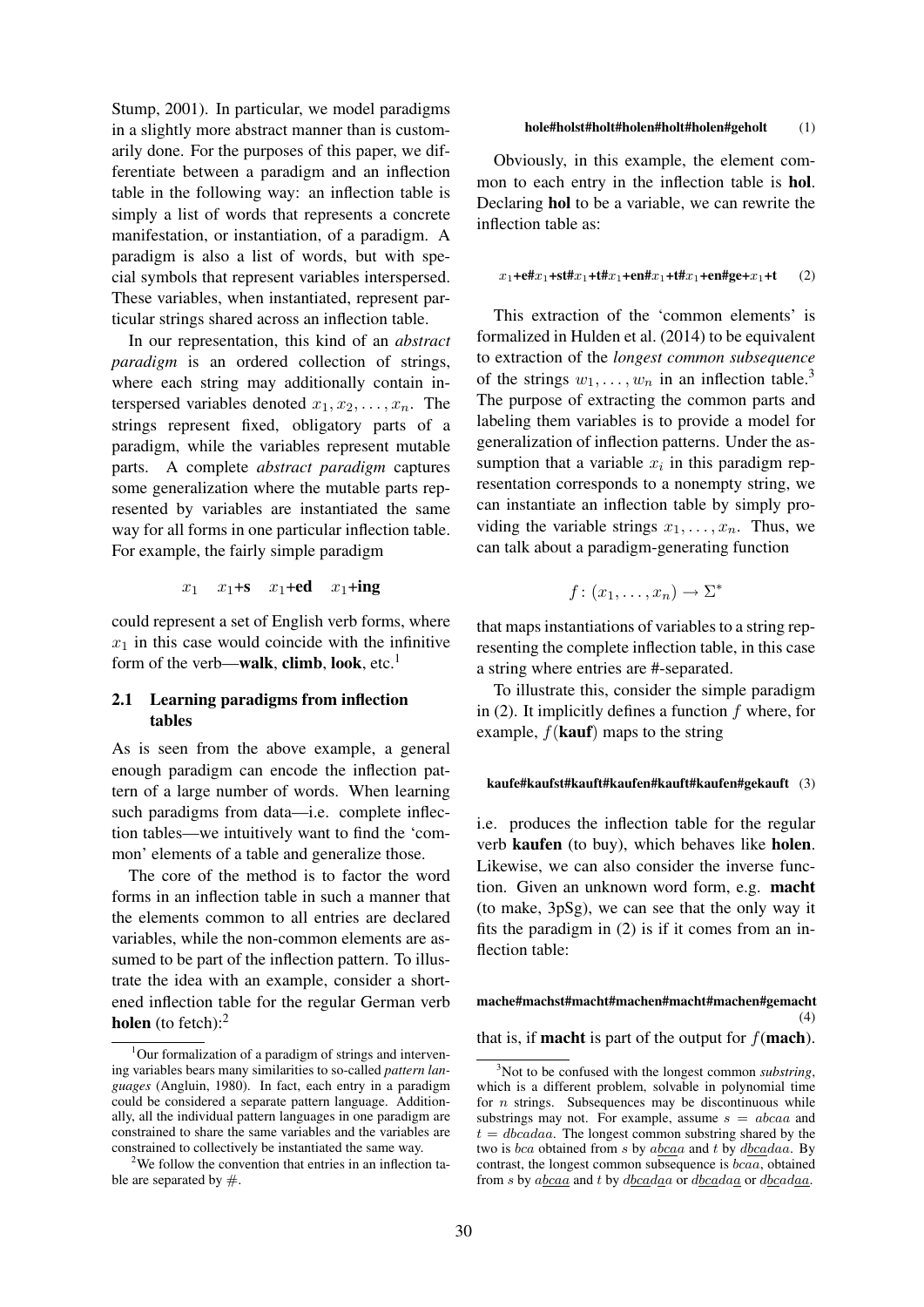Stump, 2001). In particular, we model paradigms in a slightly more abstract manner than is customarily done. For the purposes of this paper, we differentiate between a paradigm and an inflection table in the following way: an inflection table is simply a list of words that represents a concrete manifestation, or instantiation, of a paradigm. A paradigm is also a list of words, but with special symbols that represent variables interspersed. These variables, when instantiated, represent particular strings shared across an inflection table.

In our representation, this kind of an *abstract paradigm* is an ordered collection of strings, where each string may additionally contain interspersed variables denoted $x_1, x_2, \ldots, x_n$. The strings represent fixed, obligatory parts of a paradigm, while the variables represent mutable parts. A complete *abstract paradigm* captures some generalization where the mutable parts represented by variables are instantiated the same way for all forms in one particular inflection table. For example, the fairly simple paradigm

$$x_1 \quad x_1\textbf{+s} \quad x_1\textbf{+ed} \quad x_1\textbf{+ing}$$

could represent a set of English verb forms, where $x_1$ in this case would coincide with the infinitive form of the verb—**walk**, **climb**, **look**, etc.[1]

### 2.1 Learning paradigms from inflection tables

As is seen from the above example, a general enough paradigm can encode the inflection pattern of a large number of words. When learning such paradigms from data—i.e. complete inflection tables—we intuitively want to find the 'common' elements of a table and generalize those.

The core of the method is to factor the word forms in an inflection table in such a manner that the elements common to all entries are declared variables, while the non-common elements are assumed to be part of the inflection pattern. To illustrate the idea with an example, consider a shortened inflection table for the regular German verb **holen** (to fetch):[2]

**hole#holst#holt#holen#holt#holen#geholt** (1)

Obviously, in this example, the element common to each entry in the inflection table is **hol**. Declaring **hol** to be a variable, we can rewrite the inflection table as:

$$x_1\textbf{+e\#}x_1\textbf{+st\#}x_1\textbf{+t\#}x_1\textbf{+en\#}x_1\textbf{+t\#}x_1\textbf{+en\#ge+}x_1\textbf{+t} \quad (2)$$

This extraction of the 'common elements' is formalized in Hulden et al. (2014) to be equivalent to extraction of the *longest common subsequence* of the strings $w_1, \ldots, w_n$ in an inflection table.[3] The purpose of extracting the common parts and labeling them variables is to provide a model for generalization of inflection patterns. Under the assumption that a variable $x_i$ in this paradigm representation corresponds to a nonempty string, we can instantiate an inflection table by simply providing the variable strings $x_1, \ldots, x_n$. Thus, we can talk about a paradigm-generating function

$$f\colon (x_1, \ldots, x_n) \to \Sigma^*$$

that maps instantiations of variables to a string representing the complete inflection table, in this case a string where entries are #-separated.

To illustrate this, consider the simple paradigm in (2). It implicitly defines a function $f$ where, for example, $f$(**kauf**) maps to the string

**kaufe#kaufst#kauft#kaufen#kauft#kaufen#gekauft** (3)

i.e. produces the inflection table for the regular verb **kaufen** (to buy), which behaves like **holen**. Likewise, we can also consider the inverse function. Given an unknown word form, e.g. **macht** (to make, 3pSg), we can see that the only way it fits the paradigm in (2) is if it comes from an inflection table:

**mache#machst#macht#machen#macht#machen#gemacht** (4)

that is, if **macht** is part of the output for $f$(**mach**).

---

[1] Our formalization of a paradigm of strings and intervening variables bears many similarities to so-called *pattern languages* (Angluin, 1980). In fact, each entry in a paradigm could be considered a separate pattern language. Additionally, all the individual pattern languages in one paradigm are constrained to share the same variables and the variables are constrained to collectively be instantiated the same way.

[2] We follow the convention that entries in an inflection table are separated by #.

[3] Not to be confused with the longest common *substring*, which is a different problem, solvable in polynomial time for $n$ strings. Subsequences may be discontinuous while substrings may not. For example, assume $s = abcaa$ and $t = dbcadaa$. The longest common substring shared by the two is $bca$ obtained from $s$ by $a\underline{bca}a$ and $t$ by $d\underline{bca}daa$. By contrast, the longest common subsequence is $bcaa$, obtained from $s$ by $a\underline{bcaa}$ and $t$ by $d\underline{bca}d\underline{a}a$ or $d\underline{bca}da\underline{a}$ or $d\underline{bc}ad\underline{aa}$.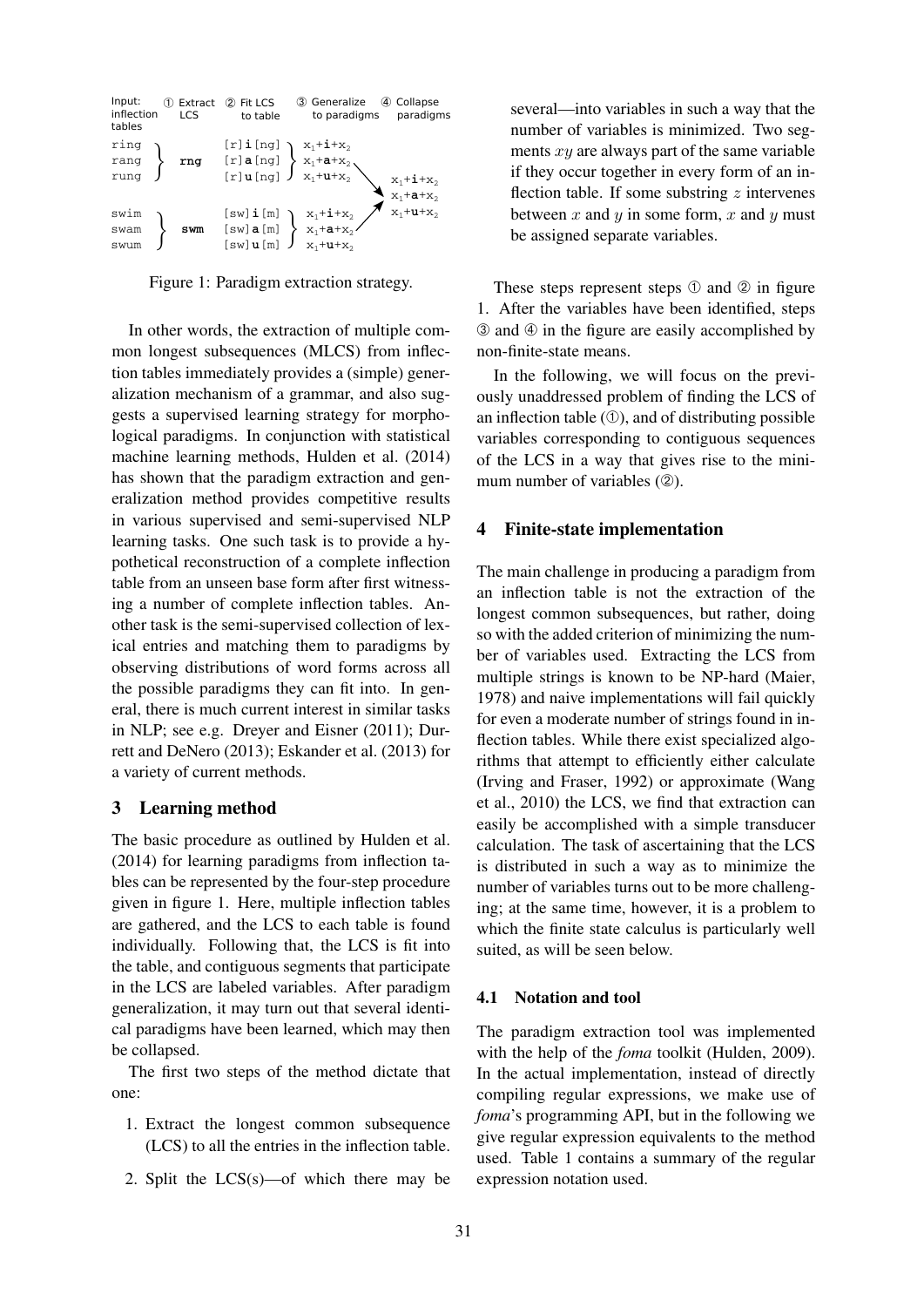| Input: inflection tables | ① Extract LCS | ② Fit LCS to table | ③ Generalize to paradigms | ④ Collapse paradigms |
|---|---|---|---|---|
| ring, rang, rung | **rng** | [r]**i**[ng], [r]**a**[ng], [r]**u**[ng] | $x_1$+**i**+$x_2$, $x_1$+**a**+$x_2$, $x_1$+**u**+$x_2$ | $x_1$+**i**+$x_2$, $x_1$+**a**+$x_2$, $x_1$+**u**+$x_2$ |
| swim, swam, swum | **swm** | [sw]**i**[m], [sw]**a**[m], [sw]**u**[m] | $x_1$+**i**+$x_2$, $x_1$+**a**+$x_2$, $x_1$+**u**+$x_2$ | |

Figure 1: Paradigm extraction strategy.

In other words, the extraction of multiple common longest subsequences (MLCS) from inflection tables immediately provides a (simple) generalization mechanism of a grammar, and also suggests a supervised learning strategy for morphological paradigms. In conjunction with statistical machine learning methods, Hulden et al. (2014) has shown that the paradigm extraction and generalization method provides competitive results in various supervised and semi-supervised NLP learning tasks. One such task is to provide a hypothetical reconstruction of a complete inflection table from an unseen base form after first witnessing a number of complete inflection tables. Another task is the semi-supervised collection of lexical entries and matching them to paradigms by observing distributions of word forms across all the possible paradigms they can fit into. In general, there is much current interest in similar tasks in NLP; see e.g. Dreyer and Eisner (2011); Durrett and DeNero (2013); Eskander et al. (2013) for a variety of current methods.

## 3 Learning method

The basic procedure as outlined by Hulden et al. (2014) for learning paradigms from inflection tables can be represented by the four-step procedure given in figure 1. Here, multiple inflection tables are gathered, and the LCS to each table is found individually. Following that, the LCS is fit into the table, and contiguous segments that participate in the LCS are labeled variables. After paradigm generalization, it may turn out that several identical paradigms have been learned, which may then be collapsed.

The first two steps of the method dictate that one:

1. Extract the longest common subsequence (LCS) to all the entries in the inflection table.
2. Split the LCS(s)—of which there may be several—into variables in such a way that the number of variables is minimized. Two segments $xy$ are always part of the same variable if they occur together in every form of an inflection table. If some substring $z$ intervenes between $x$ and $y$ in some form, $x$ and $y$ must be assigned separate variables.

These steps represent steps ① and ② in figure 1. After the variables have been identified, steps ③ and ④ in the figure are easily accomplished by non-finite-state means.

In the following, we will focus on the previously unaddressed problem of finding the LCS of an inflection table (①), and of distributing possible variables corresponding to contiguous sequences of the LCS in a way that gives rise to the minimum number of variables (②).

## 4 Finite-state implementation

The main challenge in producing a paradigm from an inflection table is not the extraction of the longest common subsequences, but rather, doing so with the added criterion of minimizing the number of variables used. Extracting the LCS from multiple strings is known to be NP-hard (Maier, 1978) and naive implementations will fail quickly for even a moderate number of strings found in inflection tables. While there exist specialized algorithms that attempt to efficiently either calculate (Irving and Fraser, 1992) or approximate (Wang et al., 2010) the LCS, we find that extraction can easily be accomplished with a simple transducer calculation. The task of ascertaining that the LCS is distributed in such a way as to minimize the number of variables turns out to be more challenging; at the same time, however, it is a problem to which the finite state calculus is particularly well suited, as will be seen below.

### 4.1 Notation and tool

The paradigm extraction tool was implemented with the help of the *foma* toolkit (Hulden, 2009). In the actual implementation, instead of directly compiling regular expressions, we make use of *foma*'s programming API, but in the following we give regular expression equivalents to the method used. Table 1 contains a summary of the regular expression notation used.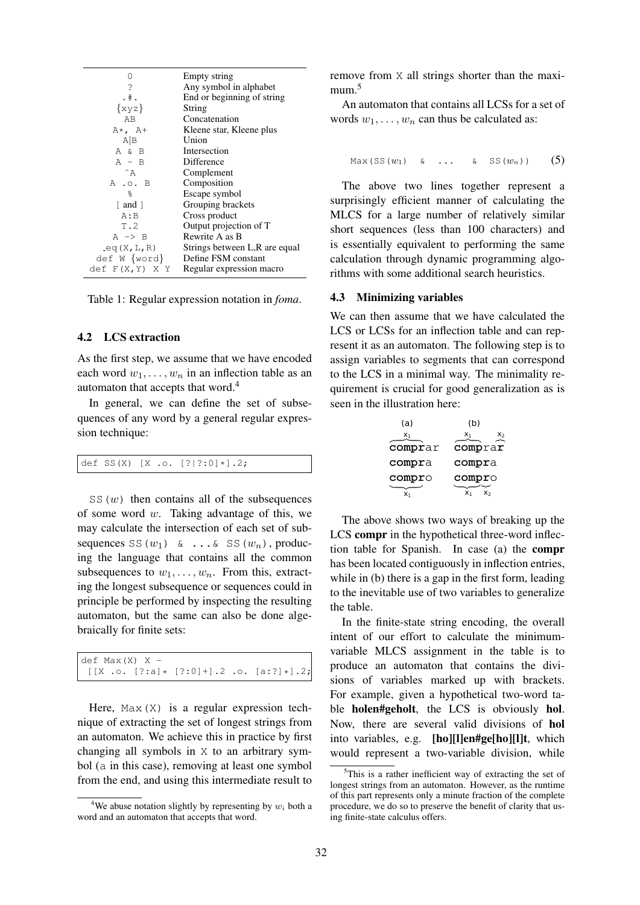| | |
|---|---|
| `0` | Empty string |
| `?` | Any symbol in alphabet |
| `.#.` | End or beginning of string |
| `{xyz}` | String |
| `AB` | Concatenation |
| `A*, A+` | Kleene star, Kleene plus |
| `A\|B` | Union |
| `A & B` | Intersection |
| `A - B` | Difference |
| `~A` | Complement |
| `A .o. B` | Composition |
| `%` | Escape symbol |
| `[ and ]` | Grouping brackets |
| `A:B` | Cross product |
| `T.2` | Output projection of T |
| `A -> B` | Rewrite A as B |
| `_eq(X,L,R)` | Strings between L,R are equal |
| `def W {word}` | Define FSM constant |
| `def F(X,Y) X Y` | Regular expression macro |

Table 1: Regular expression notation in *foma*.

### 4.2 LCS extraction

As the first step, we assume that we have encoded each word $w_1, \ldots, w_n$ in an inflection table as an automaton that accepts that word.[4]

In general, we can define the set of subsequences of any word by a general regular expression technique:

```
def SS(X) [X .o. [?|?:0]*].2;
```

`SS(w)` then contains all of the subsequences of some word $w$. Taking advantage of this, we may calculate the intersection of each set of subsequences `SS(`$w_1$`) & ...& SS(`$w_n$`)`, producing the language that contains all the common subsequences to $w_1, \ldots, w_n$. From this, extracting the longest subsequence or sequences could in principle be performed by inspecting the resulting automaton, but the same can also be done algebraically for finite sets:

```
def Max(X) X -
 [[X .o. [?:a]* [?:0]+].2 .o. [a:?]*].2;
```

Here, `Max(X)` is a regular expression technique of extracting the set of longest strings from an automaton. We achieve this in practice by first changing all symbols in `X` to an arbitrary symbol (`a` in this case), removing at least one symbol from the end, and using this intermediate result to remove from `X` all strings shorter than the maximum.[5]

An automaton that contains all LCSs for a set of words $w_1, \ldots, w_n$ can thus be calculated as:

$$\texttt{Max(SS(}w_1\texttt{) \& ... \& SS(}w_n\texttt{))} \quad (5)$$

The above two lines together represent a surprisingly efficient manner of calculating the MLCS for a large number of relatively similar short sequences (less than 100 characters) and is essentially equivalent to performing the same calculation through dynamic programming algorithms with some additional search heuristics.

### 4.3 Minimizing variables

We can then assume that we have calculated the LCS or LCSs for an inflection table and can represent it as an automaton. The following step is to assign variables to segments that can correspond to the LCS in a minimal way. The minimality requirement is crucial for good generalization as is seen in the illustration here:

```
   (a)          (b)
   x1         x1     x2
 comprar     comprar
 compra      compra
 compro      compro
   x1        x1  x2
```

The above shows two ways of breaking up the LCS **compr** in the hypothetical three-word inflection table for Spanish. In case (a) the **compr** has been located contiguously in inflection entries, while in (b) there is a gap in the first form, leading to the inevitable use of two variables to generalize the table.

In the finite-state string encoding, the overall intent of our effort to calculate the minimum-variable MLCS assignment in the table is to produce an automaton that contains the divisions of variables marked up with brackets. For example, given a hypothetical two-word table **holen#geholt**, the LCS is obviously **hol**. Now, there are several valid divisions of **hol** into variables, e.g. **[ho][l]en#ge[ho][l]t**, which would represent a two-variable division, while

[4] We abuse notation slightly by representing by $w_i$ both a word and an automaton that accepts that word.

[5] This is a rather inefficient way of extracting the set of longest strings from an automaton. However, as the runtime of this part represents only a minute fraction of the complete procedure, we do so to preserve the benefit of clarity that using finite-state calculus offers.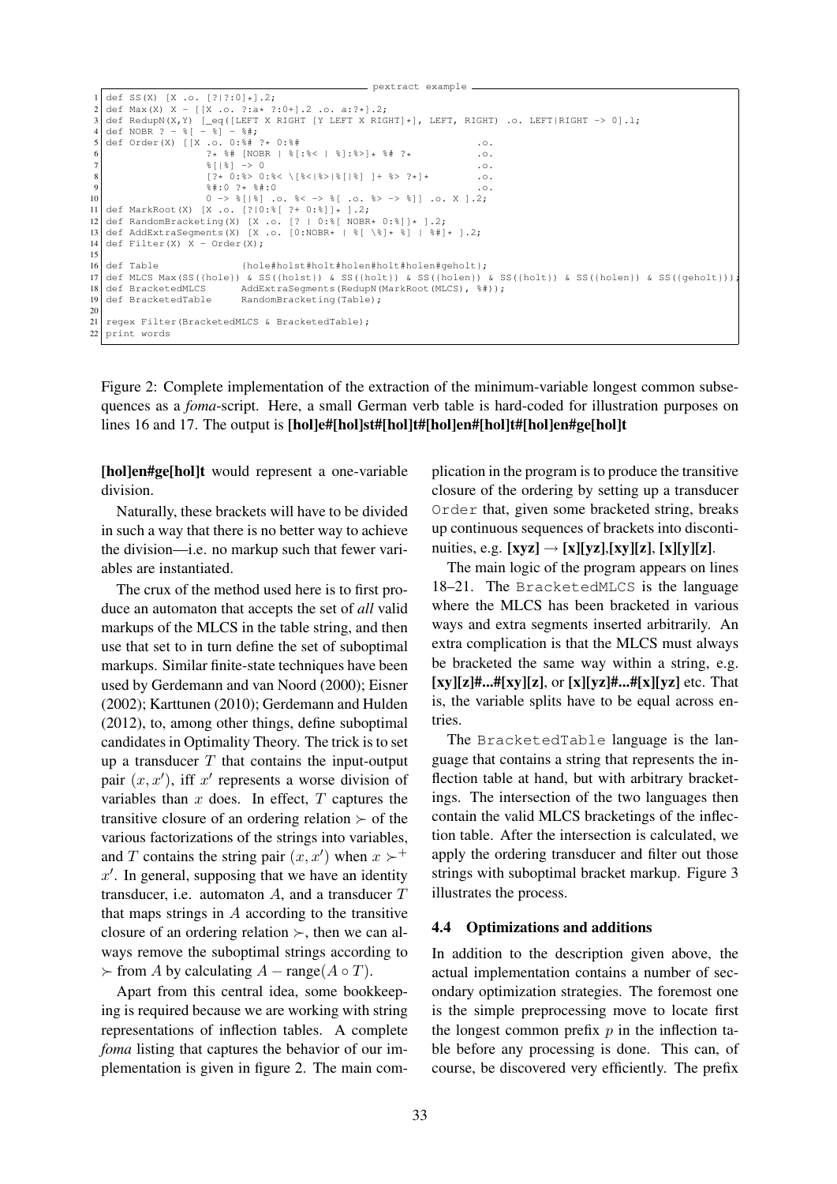```
pextract example
1  def SS(X) [X .o. [?|?:0]*].2;
2  def Max(X) X - [[X .o. ?:a* ?:0+].2 .o. a:?*].2;
3  def RedupN(X,Y) [_eq([LEFT X RIGHT [Y LEFT X RIGHT]*], LEFT, RIGHT) .o. LEFT|RIGHT -> 0].l;
4  def NOBR ? - %[ - %] - %#;
5  def Order(X) [[X .o. 0:%# ?* 0:%#                              .o.
6                 ?* %# [NOBR | %[:%< | %]:%>]* %# ?*             .o.
7                 %[|%] -> 0                                      .o.
8                 [?* 0:%> 0:%< \[%<|%>|%[|%] ]+ %> ?*]*          .o.
9                 %#:0 ?* %#:0                                    .o.
10                0 -> %[|%] .o. %< -> %[ .o. %> -> %]] .o. X ].2;
11 def MarkRoot(X) [X .o. [?|0:%[ ?+ 0:%]]* ].2;
12 def RandomBracketing(X) [X .o. [? | 0:%[ NOBR* 0:%]]* ].2;
13 def AddExtraSegments(X) [X .o. [0:NOBR* | %[ \%]* %] | %#]* ].2;
14 def Filter(X) X - Order(X);
15
16 def Table              {hole#holst#holt#holen#holt#holen#geholt};
17 def MLCS Max(SS({hole}) & SS({holst}) & SS({holt}) & SS({holen}) & SS({holt}) & SS({holen}) & SS({geholt}));
18 def BracketedMLCS      AddExtraSegments(RedupN(MarkRoot(MLCS), %#));
19 def BracketedTable     RandomBracketing(Table);
20
21 regex Filter(BracketedMLCS & BracketedTable);
22 print words
```

Figure 2: Complete implementation of the extraction of the minimum-variable longest common subsequences as a *foma*-script. Here, a small German verb table is hard-coded for illustration purposes on lines 16 and 17. The output is **[hol]e#[hol]st#[hol]t#[hol]en#[hol]t#[hol]en#ge[hol]t**

**[hol]en#ge[hol]t** would represent a one-variable division.

Naturally, these brackets will have to be divided in such a way that there is no better way to achieve the division—i.e. no markup such that fewer variables are instantiated.

The crux of the method used here is to first produce an automaton that accepts the set of *all* valid markups of the MLCS in the table string, and then use that set to in turn define the set of suboptimal markups. Similar finite-state techniques have been used by Gerdemann and van Noord (2000); Eisner (2002); Karttunen (2010); Gerdemann and Hulden (2012), to, among other things, define suboptimal candidates in Optimality Theory. The trick is to set up a transducer $T$ that contains the input-output pair $(x, x')$, iff $x'$ represents a worse division of variables than $x$ does. In effect, $T$ captures the transitive closure of an ordering relation $\succ$ of the various factorizations of the strings into variables, and $T$ contains the string pair $(x, x')$ when $x \succ^+ x'$. In general, supposing that we have an identity transducer, i.e. automaton $A$, and a transducer $T$ that maps strings in $A$ according to the transitive closure of an ordering relation $\succ$, then we can always remove the suboptimal strings according to $\succ$ from $A$ by calculating $A - \text{range}(A \circ T)$.

Apart from this central idea, some bookkeeping is required because we are working with string representations of inflection tables. A complete *foma* listing that captures the behavior of our implementation is given in figure 2. The main complication in the program is to produce the transitive closure of the ordering by setting up a transducer `Order` that, given some bracketed string, breaks up continuous sequences of brackets into discontinuities, e.g. **[xyz]** $\rightarrow$ **[x][yz]**,**[xy][z]**, **[x][y][z]**.

The main logic of the program appears on lines 18–21. The `BracketedMLCS` is the language where the MLCS has been bracketed in various ways and extra segments inserted arbitrarily. An extra complication is that the MLCS must always be bracketed the same way within a string, e.g. **[xy][z]#...#[xy][z]**, or **[x][yz]#...#[x][yz]** etc. That is, the variable splits have to be equal across entries.

The `BracketedTable` language is the language that contains a string that represents the inflection table at hand, but with arbitrary bracketings. The intersection of the two languages then contain the valid MLCS bracketings of the inflection table. After the intersection is calculated, we apply the ordering transducer and filter out those strings with suboptimal bracket markup. Figure 3 illustrates the process.

### 4.4 Optimizations and additions

In addition to the description given above, the actual implementation contains a number of secondary optimization strategies. The foremost one is the simple preprocessing move to locate first the longest common prefix $p$ in the inflection table before any processing is done. This can, of course, be discovered very efficiently. The prefix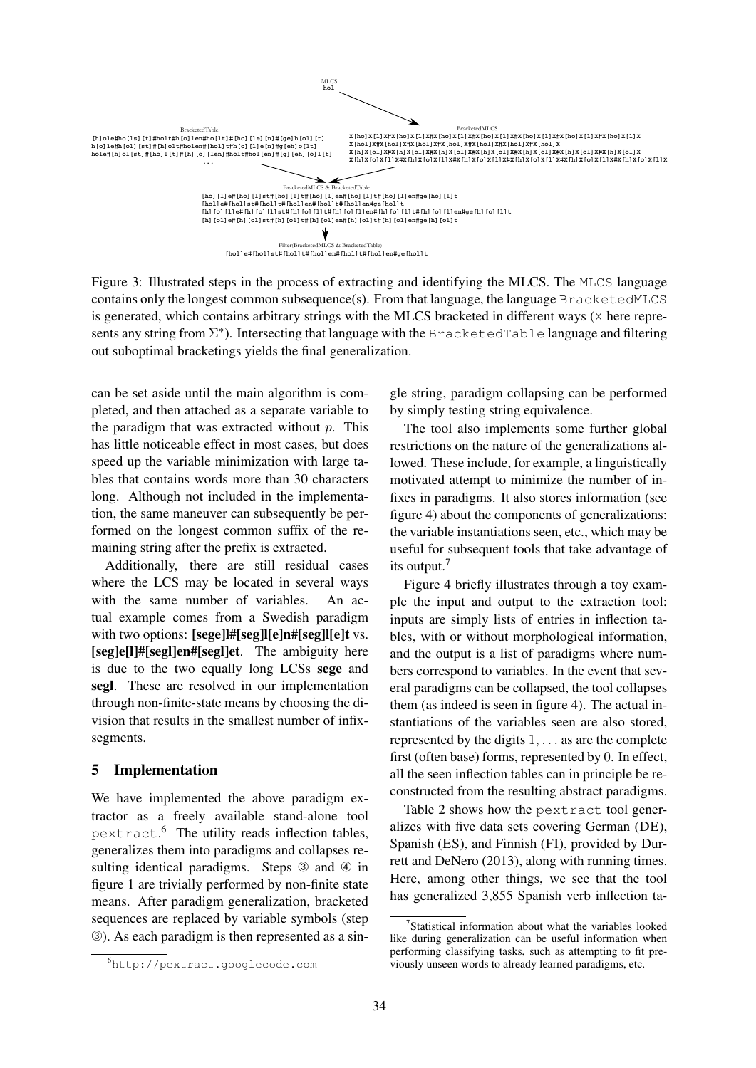MLCS
hol

BracketedTable
[h]ole#ho[ls][t]#holt#h[o]len#ho[lt]#[ho][le][n]#[ge]h[ol][t]
h[o]le#h[ol][st]#[h]olt#holen#[hol]t#h[o][l]e[n]#g[eh]o[lt]
hole#[h]ol[st]#[ho]l[t]#[h][o][len]#holt#hol[en]#[g][eh][o]l[t]
...

BracketedMLCS
X[ho]X[l]X#X[ho]X[l]X#X[ho]X[l]X#X[ho]X[l]X#X[ho]X[l]X#X[ho]X[l]X
X[hol]X#X[hol]X#X[hol]X#X[hol]X#X[hol]X#X[hol]X
X[h]X[ol]X#X[h]X[ol]X#X[h]X[ol]X#X[h]X[ol]X#X[h]X[ol]X#X[h]X[ol]X
X[h]X[o]X[l]X#X[h]X[o]X[l]X#X[h]X[o]X[l]X#X[h]X[o]X[l]X#X[h]X[o]X[l]X#X[h]X[o]X[l]X

BracketedMLCS & BracketedTable
[ho][l]e#[ho][l]st#[ho][l]t#[ho][l]en#[ho][l]t#[ho][l]en#ge[ho][l]t
[hol]e#[hol]st#[hol]t#[hol]en#[hol]t#[hol]en#ge[hol]t
[h][o][l]e#[h][o][l]st#[h][o][l]t#[h][o][l]en#[h][o][l]t#[h][o][l]en#ge[h][o][l]t
[h][ol]e#[h][ol]st#[h][ol]t#[h][ol]en#[h][ol]t#[h][ol]en#ge[h][ol]t

Filter(BracketedMLCS & BracketedTable)
[hol]e#[hol]st#[hol]t#[hol]en#[hol]t#[hol]en#ge[hol]t

Figure 3: Illustrated steps in the process of extracting and identifying the MLCS. The MLCS language contains only the longest common subsequence(s). From that language, the language BracketedMLCS is generated, which contains arbitrary strings with the MLCS bracketed in different ways (X here represents any string from $\Sigma^*$). Intersecting that language with the BracketedTable language and filtering out suboptimal bracketings yields the final generalization.

can be set aside until the main algorithm is completed, and then attached as a separate variable to the paradigm that was extracted without $p$. This has little noticeable effect in most cases, but does speed up the variable minimization with large tables that contains words more than 30 characters long. Although not included in the implementation, the same maneuver can subsequently be performed on the longest common suffix of the remaining string after the prefix is extracted.

Additionally, there are still residual cases where the LCS may be located in several ways with the same number of variables. An actual example comes from a Swedish paradigm with two options: **[sege]l#[seg]l[e]n#[seg]l[e]t** vs. **[seg]e[l]#[segl]en#[segl]et**. The ambiguity here is due to the two equally long LCSs **sege** and **segl**. These are resolved in our implementation through non-finite-state means by choosing the division that results in the smallest number of infix-segments.

## 5 Implementation

We have implemented the above paradigm extractor as a freely available stand-alone tool pextract.[6] The utility reads inflection tables, generalizes them into paradigms and collapses resulting identical paradigms. Steps ③ and ④ in figure 1 are trivially performed by non-finite state means. After paradigm generalization, bracketed sequences are replaced by variable symbols (step ③). As each paradigm is then represented as a single string, paradigm collapsing can be performed by simply testing string equivalence.

The tool also implements some further global restrictions on the nature of the generalizations allowed. These include, for example, a linguistically motivated attempt to minimize the number of infixes in paradigms. It also stores information (see figure 4) about the components of generalizations: the variable instantiations seen, etc., which may be useful for subsequent tools that take advantage of its output.[7]

Figure 4 briefly illustrates through a toy example the input and output to the extraction tool: inputs are simply lists of entries in inflection tables, with or without morphological information, and the output is a list of paradigms where numbers correspond to variables. In the event that several paradigms can be collapsed, the tool collapses them (as indeed is seen in figure 4). The actual instantiations of the variables seen are also stored, represented by the digits $1, \ldots$ as are the complete first (often base) forms, represented by 0. In effect, all the seen inflection tables can in principle be reconstructed from the resulting abstract paradigms.

Table 2 shows how the pextract tool generalizes with five data sets covering German (DE), Spanish (ES), and Finnish (FI), provided by Durrett and DeNero (2013), along with running times. Here, among other things, we see that the tool has generalized 3,855 Spanish verb inflection ta-

[6] http://pextract.googlecode.com

[7] Statistical information about what the variables looked like during generalization can be useful information when performing classifying tasks, such as attempting to fit previously unseen words to already learned paradigms, etc.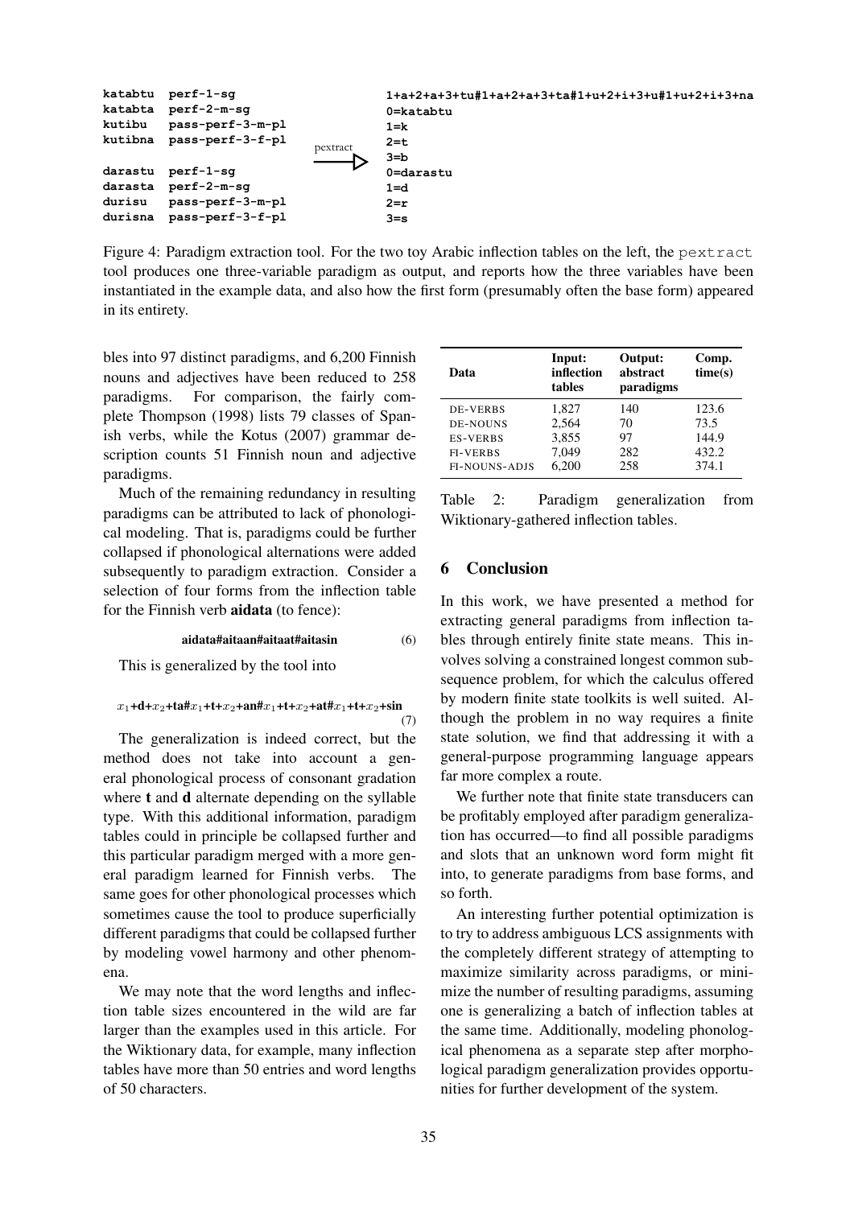```
katabtu  perf-1-sg                          1+a+2+a+3+tu#1+a+2+a+3+ta#1+u+2+i+3+u#1+u+2+i+3+na
katabta  perf-2-m-sg                        0=katabtu
kutibu   pass-perf-3-m-pl                   1=k
kutibna  pass-perf-3-f-pl       pextract    2=t
                                ------>     3=b
darastu  perf-1-sg                          0=darastu
darasta  perf-2-m-sg                        1=d
durisu   pass-perf-3-m-pl                   2=r
durisna  pass-perf-3-f-pl                   3=s
```

Figure 4: Paradigm extraction tool. For the two toy Arabic inflection tables on the left, the `pextract` tool produces one three-variable paradigm as output, and reports how the three variables have been instantiated in the example data, and also how the first form (presumably often the base form) appeared in its entirety.

bles into 97 distinct paradigms, and 6,200 Finnish nouns and adjectives have been reduced to 258 paradigms. For comparison, the fairly complete Thompson (1998) lists 79 classes of Spanish verbs, while the Kotus (2007) grammar description counts 51 Finnish noun and adjective paradigms.

Much of the remaining redundancy in resulting paradigms can be attributed to lack of phonological modeling. That is, paradigms could be further collapsed if phonological alternations were added subsequently to paradigm extraction. Consider a selection of four forms from the inflection table for the Finnish verb **aidata** (to fence):

$$\textbf{aidata\#aitaan\#aitaat\#aitasin} \quad (6)$$

This is generalized by the tool into

$$x_1\textbf{+d+}x_2\textbf{+ta\#}x_1\textbf{+t+}x_2\textbf{+an\#}x_1\textbf{+t+}x_2\textbf{+at\#}x_1\textbf{+t+}x_2\textbf{+sin} \quad (7)$$

The generalization is indeed correct, but the method does not take into account a general phonological process of consonant gradation where **t** and **d** alternate depending on the syllable type. With this additional information, paradigm tables could in principle be collapsed further and this particular paradigm merged with a more general paradigm learned for Finnish verbs. The same goes for other phonological processes which sometimes cause the tool to produce superficially different paradigms that could be collapsed further by modeling vowel harmony and other phenomena.

We may note that the word lengths and inflection table sizes encountered in the wild are far larger than the examples used in this article. For the Wiktionary data, for example, many inflection tables have more than 50 entries and word lengths of 50 characters.

| Data | Input: inflection tables | Output: abstract paradigms | Comp. time(s) |
|---|---|---|---|
| DE-VERBS | 1,827 | 140 | 123.6 |
| DE-NOUNS | 2,564 | 70 | 73.5 |
| ES-VERBS | 3,855 | 97 | 144.9 |
| FI-VERBS | 7,049 | 282 | 432.2 |
| FI-NOUNS-ADJS | 6,200 | 258 | 374.1 |

Table 2: Paradigm generalization from Wiktionary-gathered inflection tables.

## 6 Conclusion

In this work, we have presented a method for extracting general paradigms from inflection tables through entirely finite state means. This involves solving a constrained longest common subsequence problem, for which the calculus offered by modern finite state toolkits is well suited. Although the problem in no way requires a finite state solution, we find that addressing it with a general-purpose programming language appears far more complex a route.

We further note that finite state transducers can be profitably employed after paradigm generalization has occurred—to find all possible paradigms and slots that an unknown word form might fit into, to generate paradigms from base forms, and so forth.

An interesting further potential optimization is to try to address ambiguous LCS assignments with the completely different strategy of attempting to maximize similarity across paradigms, or minimize the number of resulting paradigms, assuming one is generalizing a batch of inflection tables at the same time. Additionally, modeling phonological phenomena as a separate step after morphological paradigm generalization provides opportunities for further development of the system.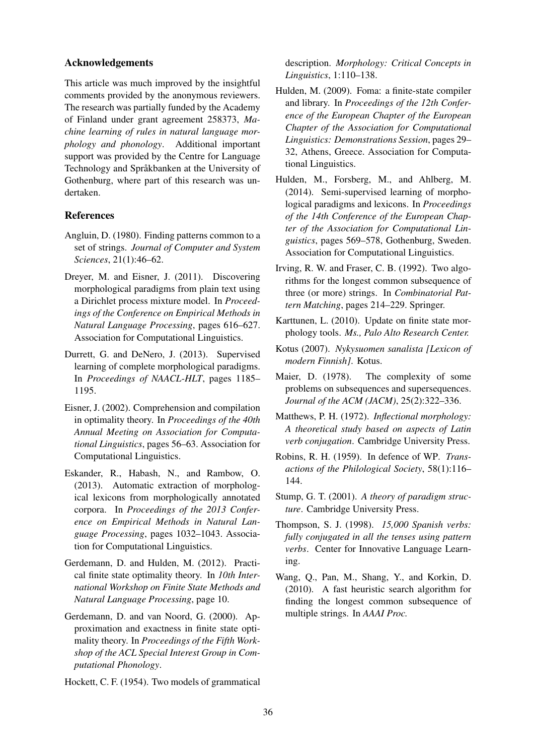## Acknowledgements

This article was much improved by the insightful comments provided by the anonymous reviewers. The research was partially funded by the Academy of Finland under grant agreement 258373, *Machine learning of rules in natural language morphology and phonology*. Additional important support was provided by the Centre for Language Technology and Språkbanken at the University of Gothenburg, where part of this research was undertaken.

## References

Angluin, D. (1980). Finding patterns common to a set of strings. *Journal of Computer and System Sciences*, 21(1):46–62.

Dreyer, M. and Eisner, J. (2011). Discovering morphological paradigms from plain text using a Dirichlet process mixture model. In *Proceedings of the Conference on Empirical Methods in Natural Language Processing*, pages 616–627. Association for Computational Linguistics.

Durrett, G. and DeNero, J. (2013). Supervised learning of complete morphological paradigms. In *Proceedings of NAACL-HLT*, pages 1185–1195.

Eisner, J. (2002). Comprehension and compilation in optimality theory. In *Proceedings of the 40th Annual Meeting on Association for Computational Linguistics*, pages 56–63. Association for Computational Linguistics.

Eskander, R., Habash, N., and Rambow, O. (2013). Automatic extraction of morphological lexicons from morphologically annotated corpora. In *Proceedings of the 2013 Conference on Empirical Methods in Natural Language Processing*, pages 1032–1043. Association for Computational Linguistics.

Gerdemann, D. and Hulden, M. (2012). Practical finite state optimality theory. In *10th International Workshop on Finite State Methods and Natural Language Processing*, page 10.

Gerdemann, D. and van Noord, G. (2000). Approximation and exactness in finite state optimality theory. In *Proceedings of the Fifth Workshop of the ACL Special Interest Group in Computational Phonology*.

Hockett, C. F. (1954). Two models of grammatical description. *Morphology: Critical Concepts in Linguistics*, 1:110–138.

Hulden, M. (2009). Foma: a finite-state compiler and library. In *Proceedings of the 12th Conference of the European Chapter of the European Chapter of the Association for Computational Linguistics: Demonstrations Session*, pages 29–32, Athens, Greece. Association for Computational Linguistics.

Hulden, M., Forsberg, M., and Ahlberg, M. (2014). Semi-supervised learning of morphological paradigms and lexicons. In *Proceedings of the 14th Conference of the European Chapter of the Association for Computational Linguistics*, pages 569–578, Gothenburg, Sweden. Association for Computational Linguistics.

Irving, R. W. and Fraser, C. B. (1992). Two algorithms for the longest common subsequence of three (or more) strings. In *Combinatorial Pattern Matching*, pages 214–229. Springer.

Karttunen, L. (2010). Update on finite state morphology tools. *Ms., Palo Alto Research Center.*

Kotus (2007). *Nykysuomen sanalista [Lexicon of modern Finnish]*. Kotus.

Maier, D. (1978). The complexity of some problems on subsequences and supersequences. *Journal of the ACM (JACM)*, 25(2):322–336.

Matthews, P. H. (1972). *Inflectional morphology: A theoretical study based on aspects of Latin verb conjugation*. Cambridge University Press.

Robins, R. H. (1959). In defence of WP. *Transactions of the Philological Society*, 58(1):116–144.

Stump, G. T. (2001). *A theory of paradigm structure*. Cambridge University Press.

Thompson, S. J. (1998). *15,000 Spanish verbs: fully conjugated in all the tenses using pattern verbs*. Center for Innovative Language Learning.

Wang, Q., Pan, M., Shang, Y., and Korkin, D. (2010). A fast heuristic search algorithm for finding the longest common subsequence of multiple strings. In *AAAI Proc.*